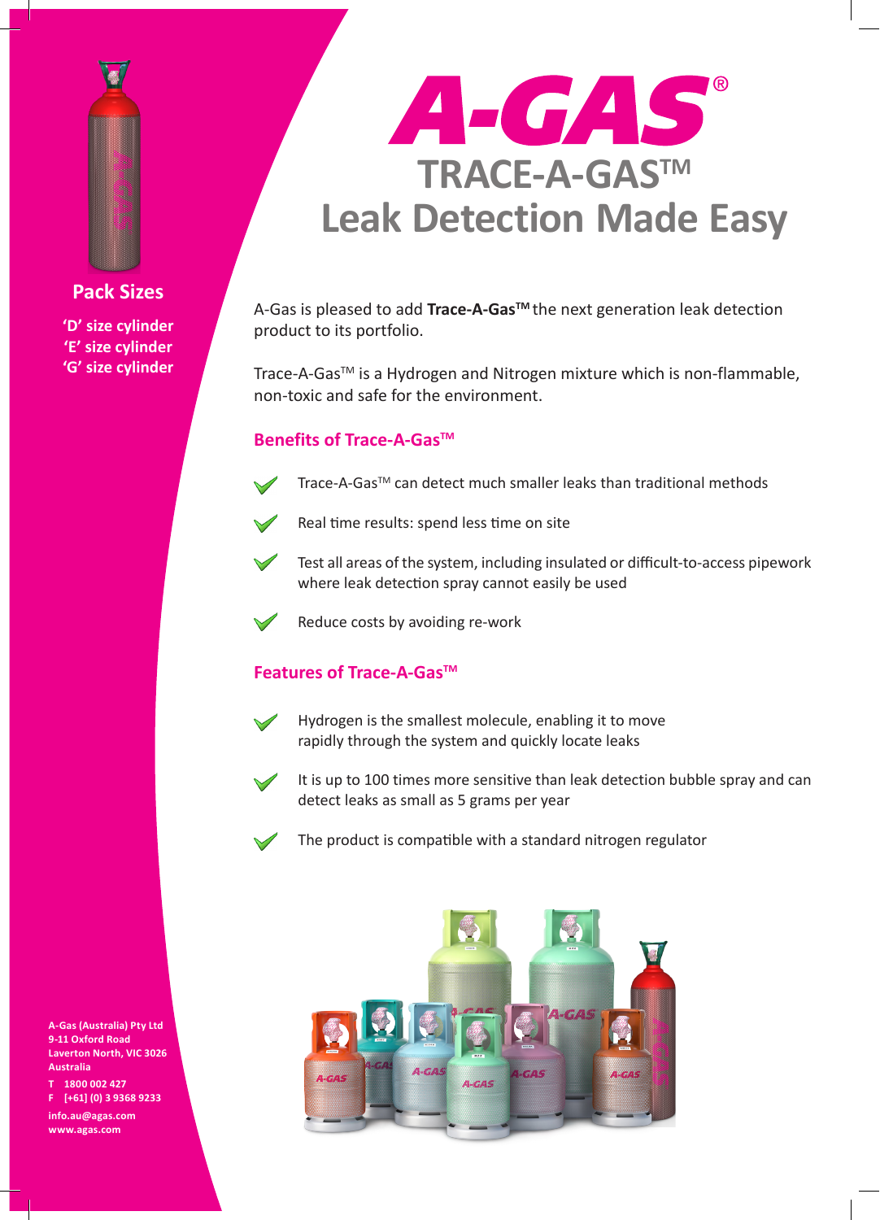# A-GAS®

## TRACE-A-GAS™
## Leak Detection Made Easy

A-Gas is pleased to add **Trace-A-Gas™** the next generation leak detection product to its portfolio.

Trace-A-Gas™ is a Hydrogen and Nitrogen mixture which is non-flammable, non-toxic and safe for the environment.

### Benefits of Trace-A-Gas™

- Trace-A-Gas™ can detect much smaller leaks than traditional methods
- Real time results: spend less time on site
- Test all areas of the system, including insulated or difficult-to-access pipework where leak detection spray cannot easily be used
- Reduce costs by avoiding re-work

### Features of Trace-A-Gas™

- Hydrogen is the smallest molecule, enabling it to move rapidly through the system and quickly locate leaks
- It is up to 100 times more sensitive than leak detection bubble spray and can detect leaks as small as 5 grams per year
- The product is compatible with a standard nitrogen regulator

### Pack Sizes

'D' size cylinder
'E' size cylinder
'G' size cylinder

**A-Gas (Australia) Pty Ltd**
**9-11 Oxford Road**
**Laverton North, VIC 3026**
**Australia**

**T 1800 002 427**
**F [+61] (0) 3 9368 9233**

**info.au@agas.com**
**www.agas.com**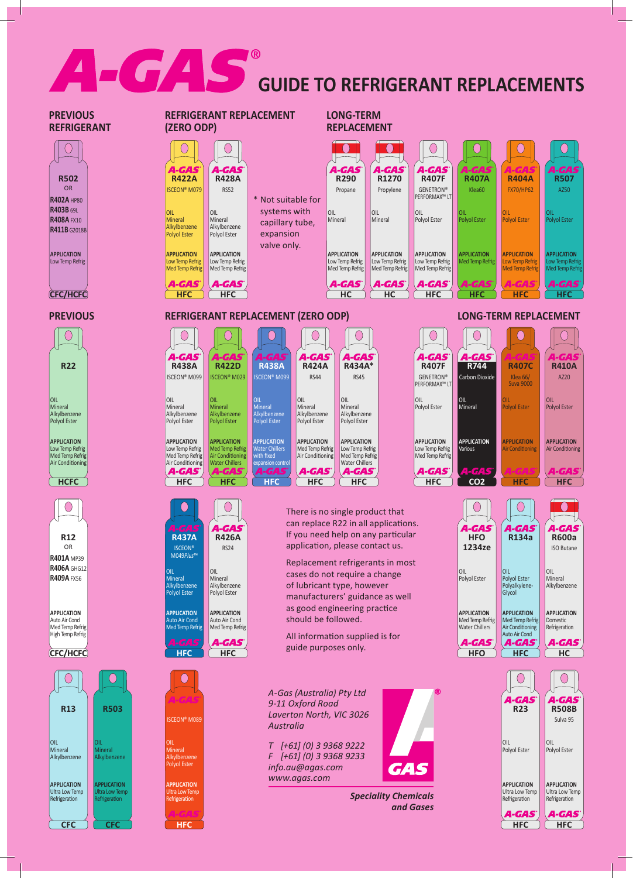# A-GAS® GUIDE TO REFRIGERANT REPLACEMENTS

## R502 (CFC/HCFC)

**PREVIOUS REFRIGERANT:** R502 OR R402A HP80, R403B 69L, R408A FX10, R411B G2018B — Application: Low Temp Refrig — CFC/HCFC

**REFRIGERANT REPLACEMENT (ZERO ODP)**

| Refrigerant | Name | Oil | Application | Type |
|---|---|---|---|---|
| R422A | ISCEON® M079 | Mineral, Alkylbenzene, Polyol Ester | Low Temp Refrig, Med Temp Refrig | HFC |
| R428A | RS52 | Mineral, Alkylbenzene, Polyol Ester | Low Temp Refrig, Med Temp Refrig | HFC |

\* Not suitable for systems with capillary tube, expansion valve only.

**LONG-TERM REPLACEMENT**

| Refrigerant | Name | Oil | Application | Type |
|---|---|---|---|---|
| R290 | Propane | Mineral | Low Temp Refrig, Med Temp Refrig | HC |
| R1270 | Propylene | Mineral | Low Temp Refrig, Med Temp Refrig | HC |
| R407F | GENETRON® PERFORMAX™ LT | Polyol Ester | Low Temp Refrig, Med Temp Refrig | HFC |
| R407A | Klea60 | Polyol Ester | Med Temp Refrig | HFC |
| R404A | FX70/HP62 | Polyol Ester | Low Temp Refrig, Med Temp Refrig | HFC |
| R507 | AZ50 | Polyol Ester | Low Temp Refrig, Med Temp Refrig | HFC |

## R22 (HCFC)

**PREVIOUS:** R22 — Oil: Mineral, Alkylbenzene, Polyol Ester — Application: Low Temp Refrig, Med Temp Refrig, Air Conditioning — HCFC

**REFRIGERANT REPLACEMENT (ZERO ODP)**

| Refrigerant | Name | Oil | Application | Type |
|---|---|---|---|---|
| R438A | ISCEON® M099 | Mineral, Alkylbenzene, Polyol Ester | Low Temp Refrig, Med Temp Refrig, Air Conditioning | HFC |
| R422D | ISCEON® M029 | Mineral, Alkylbenzene, Polyol Ester | Med Temp Refrig, Air Conditioning, Water Chillers | HFC |
| R438A | ISCEON® M099 | Mineral, Alkylbenzene, Polyol Ester | Water Chillers with fixed expansion control | HFC |
| R424A | RS44 | Mineral, Alkylbenzene, Polyol Ester | Med Temp Refrig, Air Conditioning | HFC |
| R434A* | RS45 | Mineral, Alkylbenzene, Polyol Ester | Low Temp Refrig, Med Temp Refrig, Water Chillers | HFC |

**LONG-TERM REPLACEMENT**

| Refrigerant | Name | Oil | Application | Type |
|---|---|---|---|---|
| R407F | GENETRON® PERFORMAX™ LT | Polyol Ester | Low Temp Refrig, Med Temp Refrig | HFC |
| R744 | Carbon Dioxide | Mineral | Various | CO2 |
| R407C | Klea 66/ Suva 9000 | Polyol Ester | Air Conditioning | HFC |
| R410A | AZ20 | Polyol Ester | Air Conditioning | HFC |

There is no single product that can replace R22 in all applications. If you need help on any particular application, please contact us.

Replacement refrigerants in most cases do not require a change of lubricant type, however manufacturers' guidance as well as good engineering practice should be followed.

All information supplied is for guide purposes only.

## R12 (CFC/HCFC)

**PREVIOUS:** R12 OR R401A MP39, R406A GHG12, R409A FX56 — Application: Auto Air Cond, Med Temp Refrig, High Temp Refrig — CFC/HCFC

**REFRIGERANT REPLACEMENT (ZERO ODP)**

| Refrigerant | Name | Oil | Application | Type |
|---|---|---|---|---|
| R437A | ISCEON® M049*Plus*™ | Mineral, Alkylbenzene, Polyol Ester | Auto Air Cond, Med Temp Refrig | HFC |
| R426A | RS24 | Mineral, Alkylbenzene, Polyol Ester | Auto Air Cond, Med Temp Refrig | HFC |

**LONG-TERM REPLACEMENT**

| Refrigerant | Name | Oil | Application | Type |
|---|---|---|---|---|
| HFO 1234ze | | Polyol Ester | Med Temp Refrig, Water Chillers | HFO |
| R134a | | Polyol Ester, Polyalkylene-Glycol | Med Temp Refrig, Air Conditioning, Auto Air Cond | HFC |
| R600a | ISO Butane | Mineral, Alkylbenzene | Domestic Refrigeration | HC |

## R13 / R503 (CFC)

**PREVIOUS:**
- R13 — Oil: Mineral, Alkylbenzene — Application: Ultra Low Temp Refrigeration — CFC
- R503 — Oil: Mineral, Alkylbenzene — Application: Ultra Low Temp Refrigeration — CFC

**REFRIGERANT REPLACEMENT (ZERO ODP)**

| Refrigerant | Name | Oil | Application | Type |
|---|---|---|---|---|
| | ISCEON® M089 | Mineral, Alkylbenzene, Polyol Ester | Ultra Low Temp Refrigeration | HFC |

**LONG-TERM REPLACEMENT**

| Refrigerant | Name | Oil | Application | Type |
|---|---|---|---|---|
| R23 | | Polyol Ester | Ultra Low Temp Refrigeration | HFC |
| R508B | Sulva 95 | Polyol Ester | Ultra Low Temp Refrigeration | HFC |

*A-Gas (Australia) Pty Ltd*
*9-11 Oxford Road*
*Laverton North, VIC 3026*
*Australia*

*T [+61] (0) 3 9368 9222*
*F [+61] (0) 3 9368 9233*
*info.au@agas.com*
*www.agas.com*

***Speciality Chemicals and Gases***